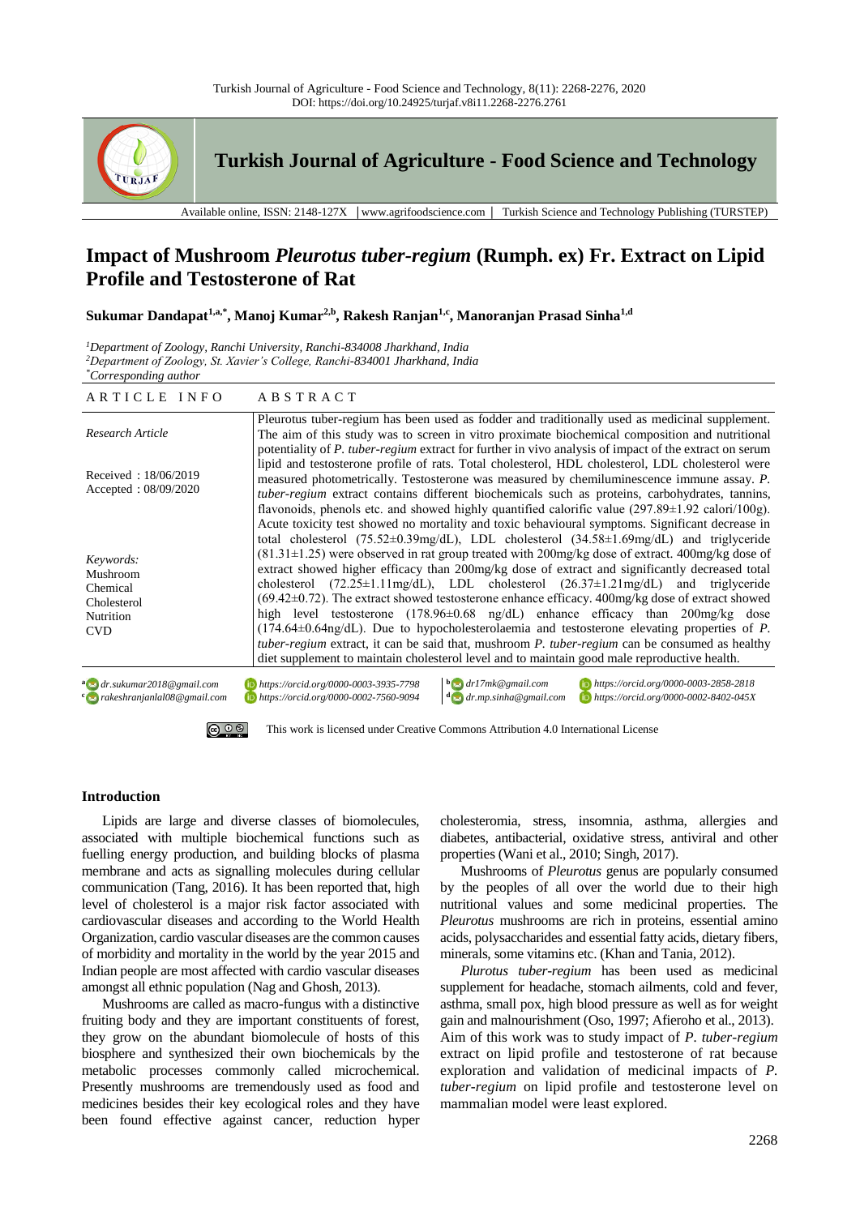# Impact of Mushroom *Pleurotus tuber-regium* (Rumph. ex) Fr. Extract on Lipid Profile and Testosterone of Rat

**Sukumar Dandapat[1,a,*], Manoj Kumar[2,b], Rakesh Ranjan[1,c], Manoranjan Prasad Sinha[1,d]**

*[1]Department of Zoology, Ranchi University, Ranchi-834008 Jharkhand, India*
*[2]Department of Zoology, St. Xavier's College, Ranchi-834001 Jharkhand, India*
*[*]Corresponding author*

| ARTICLE INFO | ABSTRACT |
|---|---|
| *Research Article*<br><br>Received : 18/06/2019<br>Accepted : 08/09/2020<br><br>*Keywords:*<br>Mushroom<br>Chemical<br>Cholesterol<br>Nutrition<br>CVD | Pleurotus tuber-regium has been used as fodder and traditionally used as medicinal supplement. The aim of this study was to screen in vitro proximate biochemical composition and nutritional potentiality of *P. tuber-regium* extract for further in vivo analysis of impact of the extract on serum lipid and testosterone profile of rats. Total cholesterol, HDL cholesterol, LDL cholesterol were measured photometrically. Testosterone was measured by chemiluminescence immune assay. *P. tuber-regium* extract contains different biochemicals such as proteins, carbohydrates, tannins, flavonoids, phenols etc. and showed highly quantified calorific value (297.89±1.92 calori/100g). Acute toxicity test showed no mortality and toxic behavioural symptoms. Significant decrease in total cholesterol (75.52±0.39mg/dL), LDL cholesterol (34.58±1.69mg/dL) and triglyceride (81.31±1.25) were observed in rat group treated with 200mg/kg dose of extract. 400mg/kg dose of extract showed higher efficacy than 200mg/kg dose of extract and significantly decreased total cholesterol (72.25±1.11mg/dL), LDL cholesterol (26.37±1.21mg/dL) and triglyceride (69.42±0.72). The extract showed testosterone enhance efficacy. 400mg/kg dose of extract showed high level testosterone (178.96±0.68 ng/dL) enhance efficacy than 200mg/kg dose (174.64±0.64ng/dL). Due to hypocholesterolaemia and testosterone elevating properties of *P. tuber-regium* extract, it can be said that, mushroom *P. tuber-regium* can be consumed as healthy diet supplement to maintain cholesterol level and to maintain good male reproductive health. |

[a] dr.sukumar2018@gmail.com — https://orcid.org/0000-0003-3935-7798
[b] dr17mk@gmail.com — https://orcid.org/0000-0003-2858-2818
[c] rakeshranjanlal08@gmail.com — https://orcid.org/0000-0002-7560-9094
[d] dr.mp.sinha@gmail.com — https://orcid.org/0000-0002-8402-045X

This work is licensed under Creative Commons Attribution 4.0 International License

## Introduction

Lipids are large and diverse classes of biomolecules, associated with multiple biochemical functions such as fuelling energy production, and building blocks of plasma membrane and acts as signalling molecules during cellular communication (Tang, 2016). It has been reported that, high level of cholesterol is a major risk factor associated with cardiovascular diseases and according to the World Health Organization, cardio vascular diseases are the common causes of morbidity and mortality in the world by the year 2015 and Indian people are most affected with cardio vascular diseases amongst all ethnic population (Nag and Ghosh, 2013).

Mushrooms are called as macro-fungus with a distinctive fruiting body and they are important constituents of forest, they grow on the abundant biomolecule of hosts of this biosphere and synthesized their own biochemicals by the metabolic processes commonly called microchemical. Presently mushrooms are tremendously used as food and medicines besides their key ecological roles and they have been found effective against cancer, reduction hyper cholesteromia, stress, insomnia, asthma, allergies and diabetes, antibacterial, oxidative stress, antiviral and other properties (Wani et al., 2010; Singh, 2017).

Mushrooms of *Pleurotus* genus are popularly consumed by the peoples of all over the world due to their high nutritional values and some medicinal properties. The *Pleurotus* mushrooms are rich in proteins, essential amino acids, polysaccharides and essential fatty acids, dietary fibers, minerals, some vitamins etc. (Khan and Tania, 2012).

*Plurotus tuber-regium* has been used as medicinal supplement for headache, stomach ailments, cold and fever, asthma, small pox, high blood pressure as well as for weight gain and malnourishment (Oso, 1997; Afieroho et al., 2013). Aim of this work was to study impact of *P. tuber-regium* extract on lipid profile and testosterone of rat because exploration and validation of medicinal impacts of *P. tuber-regium* on lipid profile and testosterone level on mammalian model were least explored.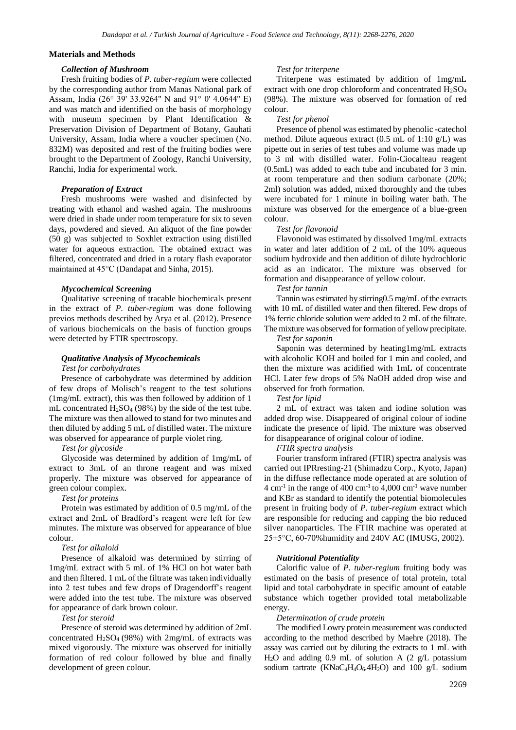## Materials and Methods

### *Collection of Mushroom*

Fresh fruiting bodies of *P. tuber-regium* were collected by the corresponding author from Manas National park of Assam, India (26° 39' 33.9264" N and 91° 0' 4.0644" E) and was match and identified on the basis of morphology with museum specimen by Plant Identification & Preservation Division of Department of Botany, Gauhati University, Assam, India where a voucher specimen (No. 832M) was deposited and rest of the fruiting bodies were brought to the Department of Zoology, Ranchi University, Ranchi, India for experimental work.

### *Preparation of Extract*

Fresh mushrooms were washed and disinfected by treating with ethanol and washed again. The mushrooms were dried in shade under room temperature for six to seven days, powdered and sieved. An aliquot of the fine powder (50 g) was subjected to Soxhlet extraction using distilled water for aqueous extraction. The obtained extract was filtered, concentrated and dried in a rotary flash evaporator maintained at 45°C (Dandapat and Sinha, 2015).

### *Mycochemical Screening*

Qualitative screening of tracable biochemicals present in the extract of *P. tuber-regium* was done following previos methods described by Arya et al. (2012). Presence of various biochemicals on the basis of function groups were detected by FTIR spectroscopy.

### *Qualitative Analysis of Mycochemicals*

*Test for carbohydrates*

Presence of carbohydrate was determined by addition of few drops of Molisch's reagent to the test solutions (1mg/mL extract), this was then followed by addition of 1 mL concentrated $H_2SO_4$ (98%) by the side of the test tube. The mixture was then allowed to stand for two minutes and then diluted by adding 5 mL of distilled water. The mixture was observed for appearance of purple violet ring.

*Test for glycoside*

Glycoside was determined by addition of 1mg/mL of extract to 3mL of an throne reagent and was mixed properly. The mixture was observed for appearance of green colour complex.

*Test for proteins*

Protein was estimated by addition of 0.5 mg/mL of the extract and 2mL of Bradford's reagent were left for few minutes. The mixture was observed for appearance of blue colour.

*Test for alkaloid*

Presence of alkaloid was determined by stirring of 1mg/mL extract with 5 mL of 1% HCl on hot water bath and then filtered. 1 mL of the filtrate was taken individually into 2 test tubes and few drops of Dragendorff's reagent were added into the test tube. The mixture was observed for appearance of dark brown colour.

*Test for steroid*

Presence of steroid was determined by addition of 2mL concentrated $H_2SO_4$ (98%) with 2mg/mL of extracts was mixed vigorously. The mixture was observed for initially formation of red colour followed by blue and finally development of green colour.

*Test for triterpene*

Triterpene was estimated by addition of 1mg/mL extract with one drop chloroform and concentrated $H_2SO_4$ (98%). The mixture was observed for formation of red colour.

*Test for phenol*

Presence of phenol was estimated by phenolic -catechol method. Dilute aqueous extract (0.5 mL of 1:10 g/L) was pipette out in series of test tubes and volume was made up to 3 ml with distilled water. Folin-Ciocalteau reagent (0.5mL) was added to each tube and incubated for 3 min. at room temperature and then sodium carbonate (20%; 2ml) solution was added, mixed thoroughly and the tubes were incubated for 1 minute in boiling water bath. The mixture was observed for the emergence of a blue-green colour.

*Test for flavonoid*

Flavonoid was estimated by dissolved 1mg/mL extracts in water and later addition of 2 mL of the 10% aqueous sodium hydroxide and then addition of dilute hydrochloric acid as an indicator. The mixture was observed for formation and disappearance of yellow colour.

*Test for tannin*

Tannin was estimated by stirring0.5 mg/mL of the extracts with 10 mL of distilled water and then filtered. Few drops of 1% ferric chloride solution were added to 2 mL of the filtrate. The mixture was observed for formation of yellow precipitate.

*Test for saponin*

Saponin was determined by heating1mg/mL extracts with alcoholic KOH and boiled for 1 min and cooled, and then the mixture was acidified with 1mL of concentrate HCl. Later few drops of 5% NaOH added drop wise and observed for froth formation.

*Test for lipid*

2 mL of extract was taken and iodine solution was added drop wise. Disappeared of original colour of iodine indicate the presence of lipid. The mixture was observed for disappearance of original colour of iodine.

*FTIR spectra analysis*

Fourier transform infrared (FTIR) spectra analysis was carried out IPRresting-21 (Shimadzu Corp., Kyoto, Japan) in the diffuse reflectance mode operated at are solution of 4 $cm^{-1}$ in the range of 400 $cm^{-1}$ to 4,000 $cm^{-1}$ wave number and KBr as standard to identify the potential biomolecules present in fruiting body of *P. tuber-regium* extract which are responsible for reducing and capping the bio reduced silver nanoparticles. The FTIR machine was operated at 25±5°C, 60-70%humidity and 240V AC (IMUSG, 2002).

### *Nutritional Potentiality*

Calorific value of *P. tuber-regium* fruiting body was estimated on the basis of presence of total protein, total lipid and total carbohydrate in specific amount of eatable substance which together provided total metabolizable energy.

*Determination of crude protein*

The modified Lowry protein measurement was conducted according to the method described by Maehre (2018). The assay was carried out by diluting the extracts to 1 mL with $H_2O$ and adding 0.9 mL of solution A (2 g/L potassium sodium tartrate ($KNaC_4H_4O_6.4H_2O$) and 100 g/L sodium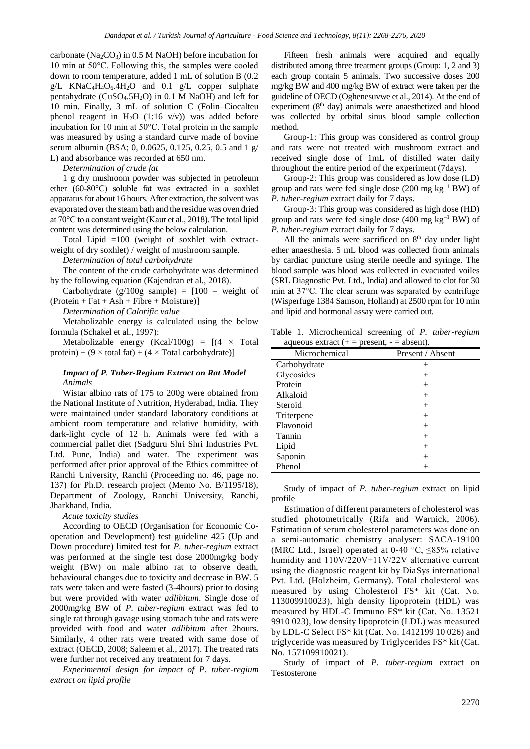carbonate ($Na_2CO_3$) in 0.5 M NaOH) before incubation for 10 min at 50°C. Following this, the samples were cooled down to room temperature, added 1 mL of solution B (0.2 g/L $KNaC_4H_4O_6.4H_2O$ and 0.1 g/L copper sulphate pentahydrate ($CuSO_4.5H_2O$) in 0.1 M NaOH) and left for 10 min. Finally, 3 mL of solution C (Folin–Ciocalteu phenol reagent in $H_2O$ (1:16 v/v)) was added before incubation for 10 min at 50°C. Total protein in the sample was measured by using a standard curve made of bovine serum albumin (BSA; 0, 0.0625, 0.125, 0.25, 0.5 and 1 g/ L) and absorbance was recorded at 650 nm.

*Determination of crude fat*

1 g dry mushroom powder was subjected in petroleum ether (60-80°C) soluble fat was extracted in a soxhlet apparatus for about 16 hours. After extraction, the solvent was evaporated over the steam bath and the residue was oven dried at 70°C to a constant weight (Kaur et al., 2018). The total lipid content was determined using the below calculation.

Total Lipid =100 (weight of soxhlet with extract-weight of dry soxhlet) / weight of mushroom sample.

*Determination of total carbohydrate*

The content of the crude carbohydrate was determined by the following equation (Kajendran et al., 2018).

Carbohydrate (g/100g sample) = [100 – weight of (Protein + Fat + Ash + Fibre + Moisture)]

*Determination of Calorific value*

Metabolizable energy is calculated using the below formula (Schakel et al., 1997):

Metabolizable energy (Kcal/100g) = [(4 × Total protein) + (9 × total fat) + (4 × Total carbohydrate)]

### *Impact of P. Tuber-Regium Extract on Rat Model*

*Animals*

Wistar albino rats of 175 to 200g were obtained from the National Institute of Nutrition, Hyderabad, India. They were maintained under standard laboratory conditions at ambient room temperature and relative humidity, with dark-light cycle of 12 h. Animals were fed with a commercial pallet diet (Sadguru Shri Shri Industries Pvt. Ltd. Pune, India) and water. The experiment was performed after prior approval of the Ethics committee of Ranchi University, Ranchi (Proceeding no. 46, page no. 137) for Ph.D. research project (Memo No. B/1195/18), Department of Zoology, Ranchi University, Ranchi, Jharkhand, India.

*Acute toxicity studies*

According to OECD (Organisation for Economic Co-operation and Development) test guideline 425 (Up and Down procedure) limited test for *P. tuber-regium* extract was performed at the single test dose 2000mg/kg body weight (BW) on male albino rat to observe death, behavioural changes due to toxicity and decrease in BW. 5 rats were taken and were fasted (3-4hours) prior to dosing but were provided with water *adlibitum*. Single dose of 2000mg/kg BW of *P. tuber-regium* extract was fed to single rat through gavage using stomach tube and rats were provided with food and water *adlibitum* after 2hours. Similarly, 4 other rats were treated with same dose of extract (OECD, 2008; Saleem et al., 2017). The treated rats were further not received any treatment for 7 days.

*Experimental design for impact of P. tuber-regium extract on lipid profile*

Fifteen fresh animals were acquired and equally distributed among three treatment groups (Group: 1, 2 and 3) each group contain 5 animals. Two successive doses 200 mg/kg BW and 400 mg/kg BW of extract were taken per the guideline of OECD (Oghenesuvwe et al., 2014). At the end of experiment (8th day) animals were anaesthetized and blood was collected by orbital sinus blood sample collection method.

Group-1: This group was considered as control group and rats were not treated with mushroom extract and received single dose of 1mL of distilled water daily throughout the entire period of the experiment (7days).

Group-2: This group was considered as low dose (LD) group and rats were fed single dose (200 mg $kg^{-1}$ BW) of *P. tuber-regium* extract daily for 7 days.

Group-3: This group was considered as high dose (HD) group and rats were fed single dose (400 mg $kg^{-1}$ BW) of *P. tuber-regium* extract daily for 7 days.

All the animals were sacrificed on 8th day under light ether anaesthesia. 5 mL blood was collected from animals by cardiac puncture using sterile needle and syringe. The blood sample was collected in evacuated voiles (SRL Diagnostic Pvt. Ltd., India) and allowed to clot for 30 min at 37°C. The clear serum was separated by centrifuge (Wisperfuge 1384 Samson, Holland) at 2500 rpm for 10 min and lipid and hormonal assay were carried out.

Table 1. Microchemical screening of *P. tuber-regium* aqueous extract (+ = present, - = absent).

| Microchemical | Present / Absent |
|---|---|
| Carbohydrate | + |
| Glycosides | + |
| Protein | + |
| Alkaloid | + |
| Steroid | + |
| Triterpene | + |
| Flavonoid | + |
| Tannin | + |
| Lipid | + |
| Saponin | + |
| Phenol | + |

Study of impact of *P. tuber-regium* extract on lipid profile

Estimation of different parameters of cholesterol was studied photometrically (Rifa and Warnick, 2006). Estimation of serum cholesterol parameters was done on a semi-automatic chemistry analyser: SACA-19100 (MRC Ltd., Israel) operated at 0-40 °C, ≤85% relative humidity and 110V/220V±11V/22V alternative current using the diagnostic reagent kit by DiaSys international Pvt. Ltd. (Holzheim, Germany). Total cholesterol was measured by using Cholesterol FS* kit (Cat. No. 113009910023), high density lipoprotein (HDL) was measured by HDL-C Immuno FS* kit (Cat. No. 13521 9910 023), low density lipoprotein (LDL) was measured by LDL-C Select FS* kit (Cat. No. 1412199 10 026) and triglyceride was measured by Triglycerides FS* kit (Cat. No. 157109910021).

Study of impact of *P. tuber-regium* extract on Testosterone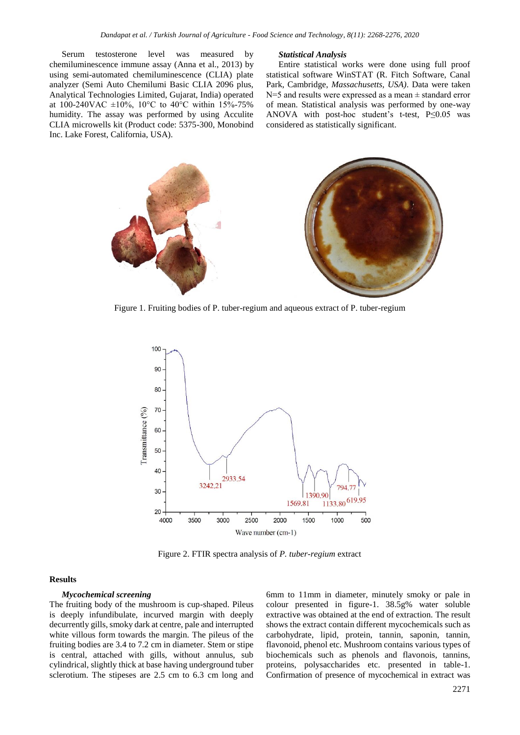Serum testosterone level was measured by chemiluminescence immune assay (Anna et al., 2013) by using semi-automated chemiluminescence (CLIA) plate analyzer (Semi Auto Chemilumi Basic CLIA 2096 plus, Analytical Technologies Limited, Gujarat, India) operated at 100-240VAC ±10%, 10°C to 40°C within 15%-75% humidity. The assay was performed by using Acculite CLIA microwells kit (Product code: 5375-300, Monobind Inc. Lake Forest, California, USA).

### *Statistical Analysis*

Entire statistical works were done using full proof statistical software WinSTAT (R. Fitch Software, Canal Park, Cambridge, *Massachusetts, USA)*. Data were taken N=5 and results were expressed as a mean ± standard error of mean. Statistical analysis was performed by one-way ANOVA with post-hoc student's t-test, P≤0.05 was considered as statistically significant.

Figure 1. Fruiting bodies of P. tuber-regium and aqueous extract of P. tuber-regium

Figure 2. FTIR spectra analysis of *P. tuber-regium* extract

## Results

### *Mycochemical screening*

The fruiting body of the mushroom is cup-shaped. Pileus is deeply infundibulate, incurved margin with deeply decurrently gills, smoky dark at centre, pale and interrupted white villous form towards the margin. The pileus of the fruiting bodies are 3.4 to 7.2 cm in diameter. Stem or stipe is central, attached with gills, without annulus, sub cylindrical, slightly thick at base having underground tuber sclerotium. The stipeses are 2.5 cm to 6.3 cm long and 6mm to 11mm in diameter, minutely smoky or pale in colour presented in figure-1. 38.5g% water soluble extractive was obtained at the end of extraction. The result shows the extract contain different mycochemicals such as carbohydrate, lipid, protein, tannin, saponin, tannin, flavonoid, phenol etc. Mushroom contains various types of biochemicals such as phenols and flavonois, tannins, proteins, polysaccharides etc. presented in table-1. Confirmation of presence of mycochemical in extract was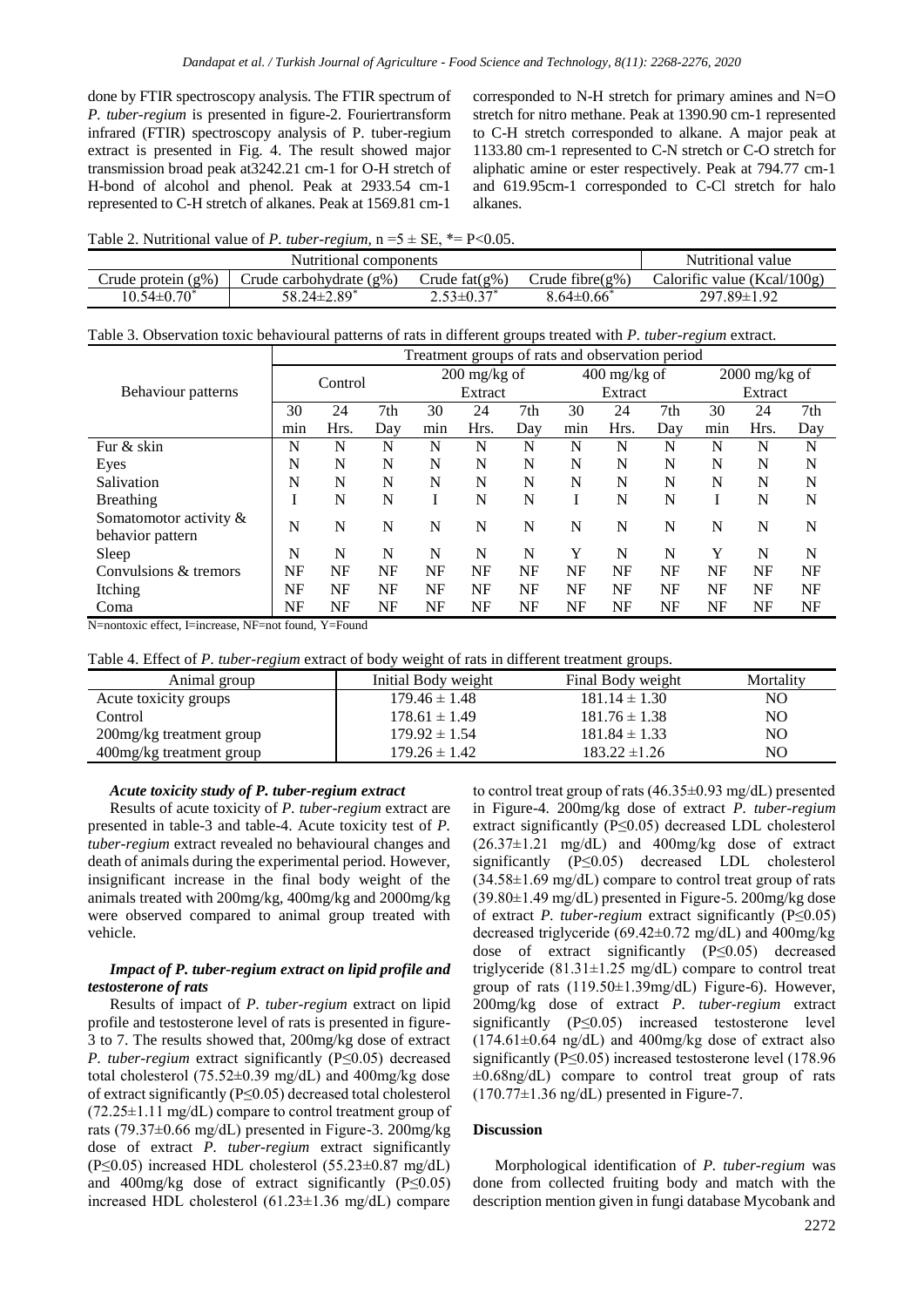done by FTIR spectroscopy analysis. The FTIR spectrum of *P. tuber-regium* is presented in figure-2. Fouriertransform infrared (FTIR) spectroscopy analysis of P. tuber-regium extract is presented in Fig. 4. The result showed major transmission broad peak at3242.21 cm-1 for O-H stretch of H-bond of alcohol and phenol. Peak at 2933.54 cm-1 represented to C-H stretch of alkanes. Peak at 1569.81 cm-1 corresponded to N-H stretch for primary amines and N=O stretch for nitro methane. Peak at 1390.90 cm-1 represented to C-H stretch corresponded to alkane. A major peak at 1133.80 cm-1 represented to C-N stretch or C-O stretch for aliphatic amine or ester respectively. Peak at 794.77 cm-1 and 619.95cm-1 corresponded to C-Cl stretch for halo alkanes.

Table 2. Nutritional value of *P. tuber-regium*, n =5 ± SE, *= P<0.05.

| Nutritional components | | | | Nutritional value |
|---|---|---|---|---|
| Crude protein (g%) | Crude carbohydrate (g%) | Crude fat(g%) | Crude fibre(g%) | Calorific value (Kcal/100g) |
| 10.54±0.70* | 58.24±2.89* | 2.53±0.37* | 8.64±0.66* | 297.89±1.92 |

Table 3. Observation toxic behavioural patterns of rats in different groups treated with *P. tuber-regium* extract.

| Behaviour patterns | Treatment groups of rats and observation period | | | | | | | | | | | |
|---|---|---|---|---|---|---|---|---|---|---|---|---|
| | Control | | | 200 mg/kg of Extract | | | 400 mg/kg of Extract | | | 2000 mg/kg of Extract | | |
| | 30 min | 24 Hrs. | 7th Day | 30 min | 24 Hrs. | 7th Day | 30 min | 24 Hrs. | 7th Day | 30 min | 24 Hrs. | 7th Day |
| Fur & skin | N | N | N | N | N | N | N | N | N | N | N | N |
| Eyes | N | N | N | N | N | N | N | N | N | N | N | N |
| Salivation | N | N | N | N | N | N | N | N | N | N | N | N |
| Breathing | I | N | N | I | N | N | I | N | N | I | N | N |
| Somatomotor activity & behavior pattern | N | N | N | N | N | N | N | N | N | N | N | N |
| Sleep | N | N | N | N | N | N | Y | N | N | Y | N | N |
| Convulsions & tremors | NF | NF | NF | NF | NF | NF | NF | NF | NF | NF | NF | NF |
| Itching | NF | NF | NF | NF | NF | NF | NF | NF | NF | NF | NF | NF |
| Coma | NF | NF | NF | NF | NF | NF | NF | NF | NF | NF | NF | NF |

N=nontoxic effect, I=increase, NF=not found, Y=Found

Table 4. Effect of *P. tuber-regium* extract of body weight of rats in different treatment groups.

| Animal group | Initial Body weight | Final Body weight | Mortality |
|---|---|---|---|
| Acute toxicity groups | 179.46 ± 1.48 | 181.14 ± 1.30 | NO |
| Control | 178.61 ± 1.49 | 181.76 ± 1.38 | NO |
| 200mg/kg treatment group | 179.92 ± 1.54 | 181.84 ± 1.33 | NO |
| 400mg/kg treatment group | 179.26 ± 1.42 | 183.22 ±1.26 | NO |

### *Acute toxicity study of P. tuber-regium extract*

Results of acute toxicity of *P. tuber-regium* extract are presented in table-3 and table-4. Acute toxicity test of *P. tuber-regium* extract revealed no behavioural changes and death of animals during the experimental period. However, insignificant increase in the final body weight of the animals treated with 200mg/kg, 400mg/kg and 2000mg/kg were observed compared to animal group treated with vehicle.

### *Impact of P. tuber-regium extract on lipid profile and testosterone of rats*

Results of impact of *P. tuber-regium* extract on lipid profile and testosterone level of rats is presented in figure-3 to 7. The results showed that, 200mg/kg dose of extract *P. tuber-regium* extract significantly (P≤0.05) decreased total cholesterol (75.52±0.39 mg/dL) and 400mg/kg dose of extract significantly (P≤0.05) decreased total cholesterol (72.25±1.11 mg/dL) compare to control treatment group of rats (79.37±0.66 mg/dL) presented in Figure-3. 200mg/kg dose of extract *P. tuber-regium* extract significantly (P≤0.05) increased HDL cholesterol (55.23±0.87 mg/dL) and 400mg/kg dose of extract significantly (P≤0.05) increased HDL cholesterol (61.23±1.36 mg/dL) compare to control treat group of rats (46.35±0.93 mg/dL) presented in Figure-4. 200mg/kg dose of extract *P. tuber-regium* extract significantly (P≤0.05) decreased LDL cholesterol (26.37±1.21 mg/dL) and 400mg/kg dose of extract significantly (P≤0.05) decreased LDL cholesterol (34.58±1.69 mg/dL) compare to control treat group of rats (39.80±1.49 mg/dL) presented in Figure-5. 200mg/kg dose of extract *P. tuber-regium* extract significantly (P≤0.05) decreased triglyceride (69.42±0.72 mg/dL) and 400mg/kg dose of extract significantly (P≤0.05) decreased triglyceride (81.31±1.25 mg/dL) compare to control treat group of rats (119.50±1.39mg/dL) Figure-6). However, 200mg/kg dose of extract *P. tuber-regium* extract significantly (P≤0.05) increased testosterone level (174.61±0.64 ng/dL) and 400mg/kg dose of extract also significantly (P≤0.05) increased testosterone level (178.96 ±0.68ng/dL) compare to control treat group of rats (170.77±1.36 ng/dL) presented in Figure-7.

## Discussion

Morphological identification of *P. tuber-regium* was done from collected fruiting body and match with the description mention given in fungi database Mycobank and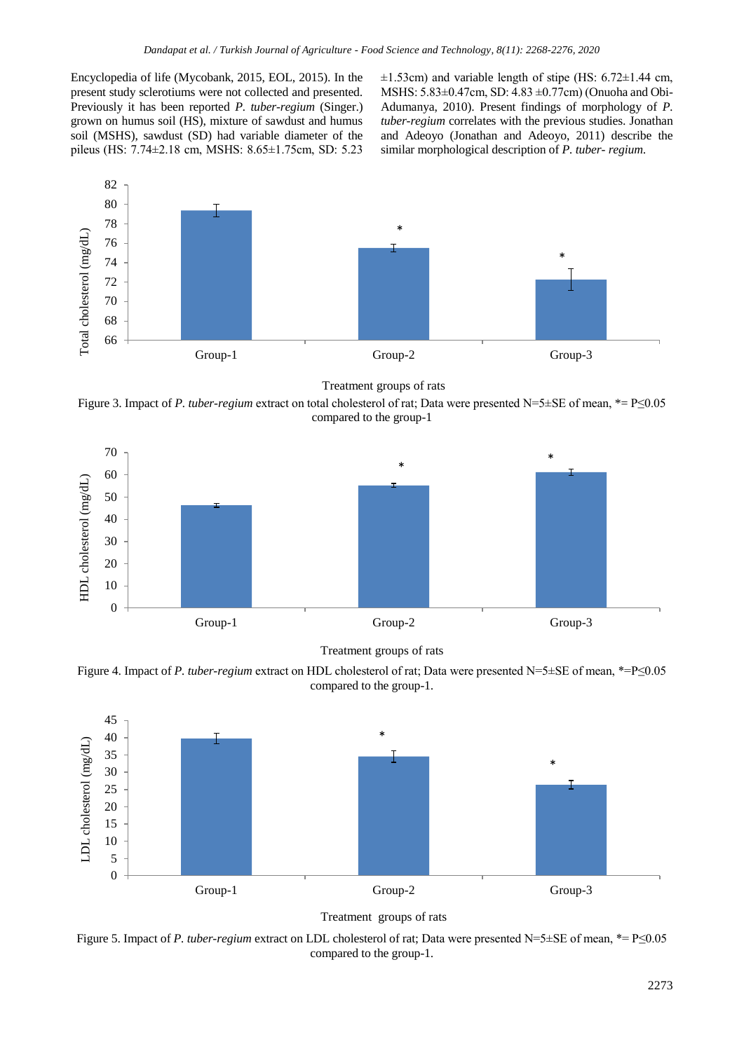Encyclopedia of life (Mycobank, 2015, EOL, 2015). In the present study sclerotiums were not collected and presented. Previously it has been reported *P. tuber-regium* (Singer.) grown on humus soil (HS), mixture of sawdust and humus soil (MSHS), sawdust (SD) had variable diameter of the pileus (HS: 7.74±2.18 cm, MSHS: 8.65±1.75cm, SD: 5.23 ±1.53cm) and variable length of stipe (HS: 6.72±1.44 cm, MSHS: 5.83±0.47cm, SD: 4.83 ±0.77cm) (Onuoha and Obi-Adumanya, 2010). Present findings of morphology of *P. tuber-regium* correlates with the previous studies. Jonathan and Adeoyo (Jonathan and Adeoyo, 2011) describe the similar morphological description of *P. tuber- regium*.

Figure 3. Impact of *P. tuber-regium* extract on total cholesterol of rat; Data were presented N=5±SE of mean, *= P≤0.05 compared to the group-1

Figure 4. Impact of *P. tuber-regium* extract on HDL cholesterol of rat; Data were presented N=5±SE of mean, *=P≤0.05 compared to the group-1.

Figure 5. Impact of *P. tuber-regium* extract on LDL cholesterol of rat; Data were presented N=5±SE of mean, *= P≤0.05 compared to the group-1.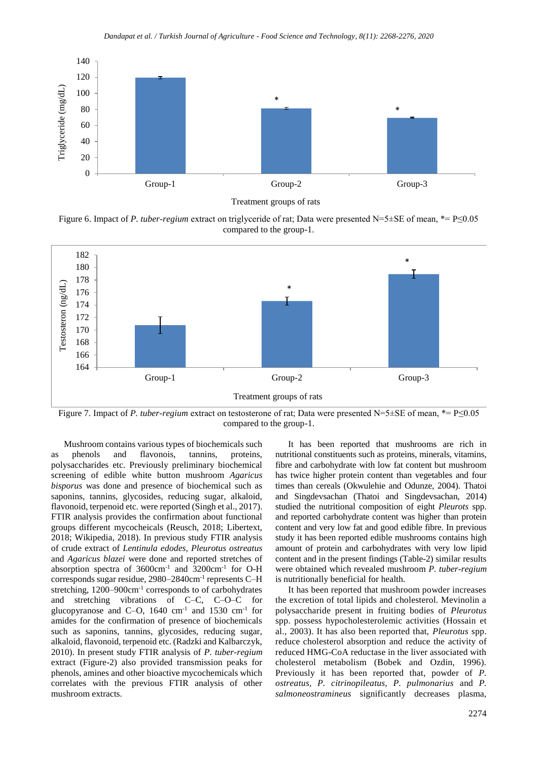Figure 6. Impact of *P. tuber-regium* extract on triglyceride of rat; Data were presented N=5±SE of mean, *= P≤0.05 compared to the group-1.

Figure 7. Impact of *P. tuber-regium* extract on testosterone of rat; Data were presented N=5±SE of mean, *= P≤0.05 compared to the group-1.

Mushroom contains various types of biochemicals such as phenols and flavonois, tannins, proteins, polysaccharides etc. Previously preliminary biochemical screening of edible white button mushroom *Agaricus bisporus* was done and presence of biochemical such as saponins, tannins, glycosides, reducing sugar, alkaloid, flavonoid, terpenoid etc. were reported (Singh et al., 2017). FTIR analysis provides the confirmation about functional groups different mycocheicals (Reusch, 2018; Libertext, 2018; Wikipedia, 2018). In previous study FTIR analysis of crude extract of *Lentinula edodes*, *Pleurotus ostreatus* and *Agaricus blazei* were done and reported stretches of absorption spectra of 3600cm$^{-1}$ and 3200cm$^{-1}$ for O-H corresponds sugar residue, 2980–2840cm$^{-1}$ represents C–H stretching, 1200–900cm$^{-1}$ corresponds to of carbohydrates and stretching vibrations of C–C, C–O–C for glucopyranose and C–O, 1640 cm$^{-1}$ and 1530 cm$^{-1}$ for amides for the confirmation of presence of biochemicals such as saponins, tannins, glycosides, reducing sugar, alkaloid, flavonoid, terpenoid etc. (Radzki and Kalbarczyk, 2010). In present study FTIR analysis of *P. tuber-regium* extract (Figure-2) also provided transmission peaks for phenols, amines and other bioactive mycochemicals which correlates with the previous FTIR analysis of other mushroom extracts.

It has been reported that mushrooms are rich in nutritional constituents such as proteins, minerals, vitamins, fibre and carbohydrate with low fat content but mushroom has twice higher protein content than vegetables and four times than cereals (Okwulehie and Odunze, 2004). Thatoi and Singdevsachan (Thatoi and Singdevsachan, 2014) studied the nutritional composition of eight *Pleurots* spp. and reported carbohydrate content was higher than protein content and very low fat and good edible fibre. In previous study it has been reported edible mushrooms contains high amount of protein and carbohydrates with very low lipid content and in the present findings (Table-2) similar results were obtained which revealed mushroom *P. tuber-regium* is nutritionally beneficial for health.

It has been reported that mushroom powder increases the excretion of total lipids and cholesterol. Mevinolin a polysaccharide present in fruiting bodies of *Pleurotus* spp. possess hypocholesterolemic activities (Hossain et al., 2003). It has also been reported that, *Pleurotus* spp. reduce cholesterol absorption and reduce the activity of reduced HMG-CoA reductase in the liver associated with cholesterol metabolism (Bobek and Ozdin, 1996). Previously it has been reported that, powder of *P. ostreatus*, *P. citrinopileatus*, *P. pulmonarius* and *P. salmoneostramineus* significantly decreases plasma,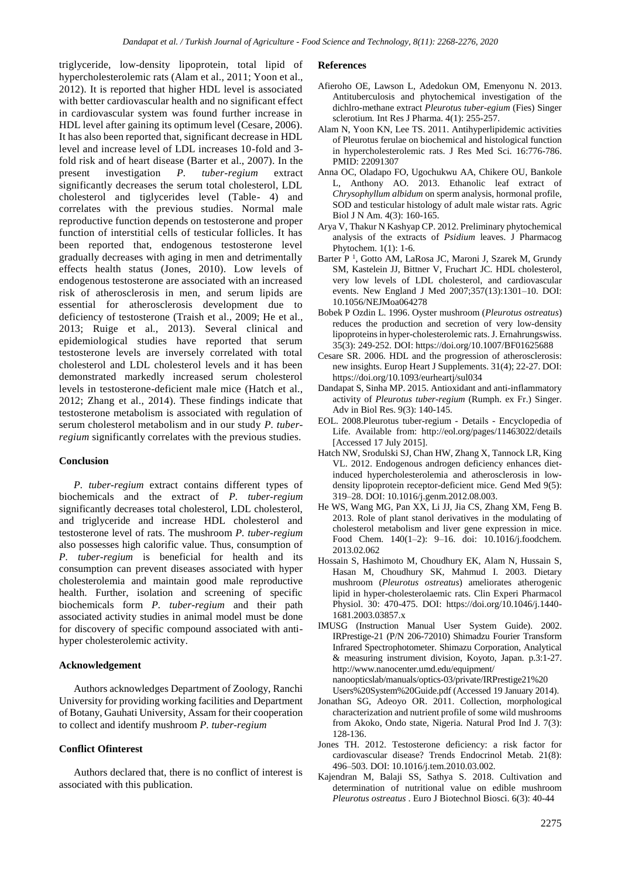triglyceride, low-density lipoprotein, total lipid of hypercholesterolemic rats (Alam et al., 2011; Yoon et al., 2012). It is reported that higher HDL level is associated with better cardiovascular health and no significant effect in cardiovascular system was found further increase in HDL level after gaining its optimum level (Cesare, 2006). It has also been reported that, significant decrease in HDL level and increase level of LDL increases 10-fold and 3-fold risk and of heart disease (Barter et al., 2007). In the present investigation *P. tuber-regium* extract significantly decreases the serum total cholesterol, LDL cholesterol and tiglycerides level (Table- 4) and correlates with the previous studies. Normal male reproductive function depends on testosterone and proper function of interstitial cells of testicular follicles. It has been reported that, endogenous testosterone level gradually decreases with aging in men and detrimentally effects health status (Jones, 2010). Low levels of endogenous testosterone are associated with an increased risk of atherosclerosis in men, and serum lipids are essential for atherosclerosis development due to deficiency of testosterone (Traish et al., 2009; He et al., 2013; Ruige et al., 2013). Several clinical and epidemiological studies have reported that serum testosterone levels are inversely correlated with total cholesterol and LDL cholesterol levels and it has been demonstrated markedly increased serum cholesterol levels in testosterone-deficient male mice (Hatch et al., 2012; Zhang et al., 2014). These findings indicate that testosterone metabolism is associated with regulation of serum cholesterol metabolism and in our study *P. tuber-regium* significantly correlates with the previous studies.

## Conclusion

*P. tuber-regium* extract contains different types of biochemicals and the extract of *P. tuber-regium* significantly decreases total cholesterol, LDL cholesterol, and triglyceride and increase HDL cholesterol and testosterone level of rats. The mushroom *P. tuber-regium* also possesses high calorific value. Thus, consumption of *P. tuber-regium* is beneficial for health and its consumption can prevent diseases associated with hyper cholesterolemia and maintain good male reproductive health. Further, isolation and screening of specific biochemicals form *P. tuber-regium* and their path associated activity studies in animal model must be done for discovery of specific compound associated with anti-hyper cholesterolemic activity.

## Acknowledgement

Authors acknowledges Department of Zoology, Ranchi University for providing working facilities and Department of Botany, Gauhati University, Assam for their cooperation to collect and identify mushroom *P. tuber-regium*

## Conflict Ofinterest

Authors declared that, there is no conflict of interest is associated with this publication.

## References

Afieroho OE, Lawson L, Adedokun OM, Emenyonu N. 2013. Antituberculosis and phytochemical investigation of the dichlro-methane extract *Pleurotus tuber-egium* (Fies) Singer sclerotium. Int Res J Pharma. 4(1): 255-257.

Alam N, Yoon KN, Lee TS. 2011. Antihyperlipidemic activities of Pleurotus ferulae on biochemical and histological function in hypercholesterolemic rats. J Res Med Sci. 16:776-786. PMID: 22091307

Anna OC, Oladapo FO, Ugochukwu AA, Chikere OU, Bankole L, Anthony AO. 2013. Ethanolic leaf extract of *Chrysophyllum albidum* on sperm analysis, hormonal profile, SOD and testicular histology of adult male wistar rats. Agric Biol J N Am. 4(3): 160-165.

Arya V, Thakur N Kashyap CP. 2012. Preliminary phytochemical analysis of the extracts of *Psidium* leaves. J Pharmacog Phytochem. 1(1): 1-6.

Barter P [1], Gotto AM, LaRosa JC, Maroni J, Szarek M, Grundy SM, Kastelein JJ, Bittner V, Fruchart JC. HDL cholesterol, very low levels of LDL cholesterol, and cardiovascular events. New England J Med 2007;357(13):1301–10. DOI: 10.1056/NEJMoa064278

Bobek P Ozdin L. 1996. Oyster mushroom (*Pleurotus ostreatus*) reduces the production and secretion of very low-density lipoproteins in hyper-cholesterolemic rats. J. Ernahrungswiss. 35(3): 249-252. DOI: https://doi.org/10.1007/BF01625688

Cesare SR. 2006. HDL and the progression of atherosclerosis: new insights. Europ Heart J Supplements. 31(4); 22-27. DOI: https://doi.org/10.1093/eurheartj/sul034

Dandapat S, Sinha MP. 2015. Antioxidant and anti-inflammatory activity of *Pleurotus tuber-regium* (Rumph. ex Fr.) Singer. Adv in Biol Res. 9(3): 140-145.

EOL. 2008.Pleurotus tuber-regium - Details - Encyclopedia of Life. Available from: http://eol.org/pages/11463022/details [Accessed 17 July 2015].

Hatch NW, Srodulski SJ, Chan HW, Zhang X, Tannock LR, King VL. 2012. Endogenous androgen deficiency enhances diet-induced hypercholesterolemia and atherosclerosis in low-density lipoprotein receptor-deficient mice. Gend Med 9(5): 319–28. DOI: 10.1016/j.genm.2012.08.003.

He WS, Wang MG, Pan XX, Li JJ, Jia CS, Zhang XM, Feng B. 2013. Role of plant stanol derivatives in the modulating of cholesterol metabolism and liver gene expression in mice. Food Chem. 140(1–2): 9–16. doi: 10.1016/j.foodchem. 2013.02.062

Hossain S, Hashimoto M, Choudhury EK, Alam N, Hussain S, Hasan M, Choudhury SK, Mahmud I. 2003. Dietary mushroom (*Pleurotus ostreatus*) ameliorates atherogenic lipid in hyper-cholesterolaemic rats. Clin Experi Pharmacol Physiol. 30: 470-475. DOI: https://doi.org/10.1046/j.1440-1681.2003.03857.x

IMUSG (Instruction Manual User System Guide). 2002. IRPrestige-21 (P/N 206-72010) Shimadzu Fourier Transform Infrared Spectrophotometer. Shimazu Corporation, Analytical & measuring instrument division, Koyoto, Japan. p.3:1-27. http://www.nanocenter.umd.edu/equipment/ nanoopticslab/manuals/optics-03/private/IRPrestige21%20 Users%20System%20Guide.pdf (Accessed 19 January 2014).

Jonathan SG, Adeoyo OR. 2011. Collection, morphological characterization and nutrient profile of some wild mushrooms from Akoko, Ondo state, Nigeria. Natural Prod Ind J. 7(3): 128-136.

Jones TH. 2012. Testosterone deficiency: a risk factor for cardiovascular disease? Trends Endocrinol Metab. 21(8): 496–503. DOI: 10.1016/j.tem.2010.03.002.

Kajendran M, Balaji SS, Sathya S. 2018. Cultivation and determination of nutritional value on edible mushroom *Pleurotus ostreatus* . Euro J Biotechnol Biosci. 6(3): 40-44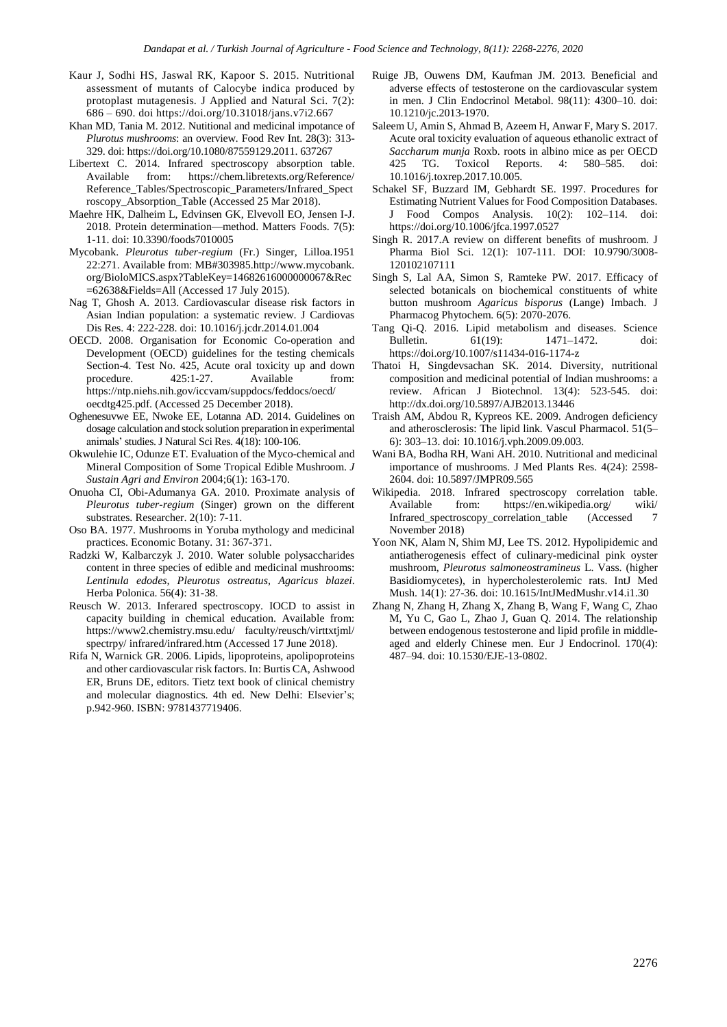Kaur J, Sodhi HS, Jaswal RK, Kapoor S. 2015. Nutritional assessment of mutants of Calocybe indica produced by protoplast mutagenesis. J Applied and Natural Sci. 7(2): 686 – 690. doi https://doi.org/10.31018/jans.v7i2.667

Khan MD, Tania M. 2012. Nutitional and medicinal impotance of *Plurotus mushrooms*: an overview. Food Rev Int. 28(3): 313-329. doi: https://doi.org/10.1080/87559129.2011. 637267

Libertext C. 2014. Infrared spectroscopy absorption table. Available from: https://chem.libretexts.org/Reference/ Reference_Tables/Spectroscopic_Parameters/Infrared_Spectroscopy_Absorption_Table (Accessed 25 Mar 2018).

Maehre HK, Dalheim L, Edvinsen GK, Elvevoll EO, Jensen I-J. 2018. Protein determination—method. Matters Foods. 7(5): 1-11. doi: 10.3390/foods7010005

Mycobank. *Pleurotus tuber-regium* (Fr.) Singer, Lilloa.1951 22:271. Available from: MB#303985.http://www.mycobank.org/BioloMICS.aspx?TableKey=14682616000000067&Rec=62638&Fields=All (Accessed 17 July 2015).

Nag T, Ghosh A. 2013. Cardiovascular disease risk factors in Asian Indian population: a systematic review. J Cardiovas Dis Res. 4: 222-228. doi: 10.1016/j.jcdr.2014.01.004

OECD. 2008. Organisation for Economic Co-operation and Development (OECD) guidelines for the testing chemicals Section-4. Test No. 425, Acute oral toxicity up and down procedure. 425:1-27. Available from: https://ntp.niehs.nih.gov/iccvam/suppdocs/feddocs/oecd/ oecdtg425.pdf. (Accessed 25 December 2018).

Oghenesuvwe EE, Nwoke EE, Lotanna AD. 2014. Guidelines on dosage calculation and stock solution preparation in experimental animals' studies. J Natural Sci Res. 4(18): 100-106.

Okwulehie IC, Odunze ET. Evaluation of the Myco-chemical and Mineral Composition of Some Tropical Edible Mushroom. *J Sustain Agri and Environ* 2004;6(1): 163-170.

Onuoha CI, Obi-Adumanya GA. 2010. Proximate analysis of *Pleurotus tuber-regium* (Singer) grown on the different substrates. Researcher. 2(10): 7-11.

Oso BA. 1977. Mushrooms in Yoruba mythology and medicinal practices. Economic Botany. 31: 367-371.

Radzki W, Kalbarczyk J. 2010. Water soluble polysaccharides content in three species of edible and medicinal mushrooms: *Lentinula edodes, Pleurotus ostreatus, Agaricus blazei*. Herba Polonica. 56(4): 31-38.

Reusch W. 2013. Inferared spectroscopy. IOCD to assist in capacity building in chemical education. Available from: https://www2.chemistry.msu.edu/ faculty/reusch/virttxtjml/ spectrpy/ infrared/infrared.htm (Accessed 17 June 2018).

Rifa N, Warnick GR. 2006. Lipids, lipoproteins, apolipoproteins and other cardiovascular risk factors. In: Burtis CA, Ashwood ER, Bruns DE, editors. Tietz text book of clinical chemistry and molecular diagnostics. 4th ed. New Delhi: Elsevier's; p.942-960. ISBN: 9781437719406.

Ruige JB, Ouwens DM, Kaufman JM. 2013. Beneficial and adverse effects of testosterone on the cardiovascular system in men. J Clin Endocrinol Metabol. 98(11): 4300–10. doi: 10.1210/jc.2013-1970.

Saleem U, Amin S, Ahmad B, Azeem H, Anwar F, Mary S. 2017. Acute oral toxicity evaluation of aqueous ethanolic extract of *Saccharum munja* Roxb. roots in albino mice as per OECD 425 TG. Toxicol Reports. 4: 580–585. doi: 10.1016/j.toxrep.2017.10.005.

Schakel SF, Buzzard IM, Gebhardt SE. 1997. Procedures for Estimating Nutrient Values for Food Composition Databases. J Food Compos Analysis. 10(2): 102–114. doi: https://doi.org/10.1006/jfca.1997.0527

Singh R. 2017.A review on different benefits of mushroom. J Pharma Biol Sci. 12(1): 107-111. DOI: 10.9790/3008-120102107111

Singh S, Lal AA, Simon S, Ramteke PW. 2017. Efficacy of selected botanicals on biochemical constituents of white button mushroom *Agaricus bisporus* (Lange) Imbach. J Pharmacog Phytochem. 6(5): 2070-2076.

Tang Qi-Q. 2016. Lipid metabolism and diseases. Science Bulletin. 61(19): 1471–1472. doi: https://doi.org/10.1007/s11434-016-1174-z

Thatoi H, Singdevsachan SK. 2014. Diversity, nutritional composition and medicinal potential of Indian mushrooms: a review. African J Biotechnol. 13(4): 523-545. doi: http://dx.doi.org/10.5897/AJB2013.13446

Traish AM, Abdou R, Kypreos KE. 2009. Androgen deficiency and atherosclerosis: The lipid link. Vascul Pharmacol. 51(5–6): 303–13. doi: 10.1016/j.vph.2009.09.003.

Wani BA, Bodha RH, Wani AH. 2010. Nutritional and medicinal importance of mushrooms. J Med Plants Res. 4(24): 2598-2604. doi: 10.5897/JMPR09.565

Wikipedia. 2018. Infrared spectroscopy correlation table. Available from: https://en.wikipedia.org/ wiki/ Infrared_spectroscopy_correlation_table (Accessed 7 November 2018)

Yoon NK, Alam N, Shim MJ, Lee TS. 2012. Hypolipidemic and antiatherogenesis effect of culinary-medicinal pink oyster mushroom, *Pleurotus salmoneostramineus* L. Vass. (higher Basidiomycetes), in hypercholesterolemic rats. IntJ Med Mush. 14(1): 27-36. doi: 10.1615/IntJMedMushr.v14.i1.30

Zhang N, Zhang H, Zhang X, Zhang B, Wang F, Wang C, Zhao M, Yu C, Gao L, Zhao J, Guan Q. 2014. The relationship between endogenous testosterone and lipid profile in middle-aged and elderly Chinese men. Eur J Endocrinol. 170(4): 487–94. doi: 10.1530/EJE-13-0802.